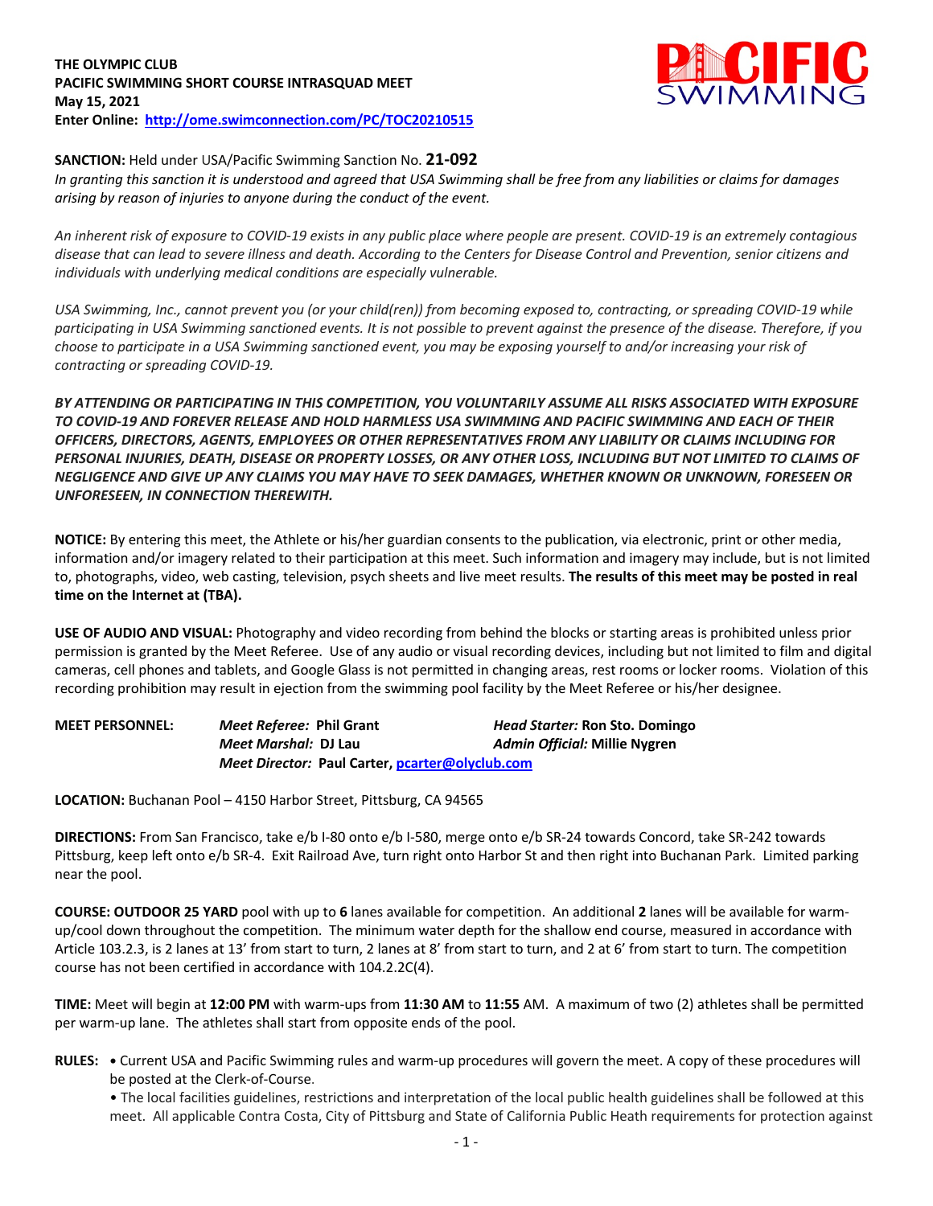**THE OLYMPIC CLUB**
**PACIFIC SWIMMING SHORT COURSE INTRASQUAD MEET**
**May 15, 2021**
**Enter Online: [http://ome.swimconnection.com/PC/TOC20210515](http://ome.swimconnection.com/PC/TOC20210515)**

**SANCTION:** Held under USA/Pacific Swimming Sanction No. **21-092**
*In granting this sanction it is understood and agreed that USA Swimming shall be free from any liabilities or claims for damages arising by reason of injuries to anyone during the conduct of the event.*

*An inherent risk of exposure to COVID-19 exists in any public place where people are present. COVID-19 is an extremely contagious disease that can lead to severe illness and death. According to the Centers for Disease Control and Prevention, senior citizens and individuals with underlying medical conditions are especially vulnerable.*

*USA Swimming, Inc., cannot prevent you (or your child(ren)) from becoming exposed to, contracting, or spreading COVID-19 while participating in USA Swimming sanctioned events. It is not possible to prevent against the presence of the disease. Therefore, if you choose to participate in a USA Swimming sanctioned event, you may be exposing yourself to and/or increasing your risk of contracting or spreading COVID-19.*

***BY ATTENDING OR PARTICIPATING IN THIS COMPETITION, YOU VOLUNTARILY ASSUME ALL RISKS ASSOCIATED WITH EXPOSURE TO COVID-19 AND FOREVER RELEASE AND HOLD HARMLESS USA SWIMMING AND PACIFIC SWIMMING AND EACH OF THEIR OFFICERS, DIRECTORS, AGENTS, EMPLOYEES OR OTHER REPRESENTATIVES FROM ANY LIABILITY OR CLAIMS INCLUDING FOR PERSONAL INJURIES, DEATH, DISEASE OR PROPERTY LOSSES, OR ANY OTHER LOSS, INCLUDING BUT NOT LIMITED TO CLAIMS OF NEGLIGENCE AND GIVE UP ANY CLAIMS YOU MAY HAVE TO SEEK DAMAGES, WHETHER KNOWN OR UNKNOWN, FORESEEN OR UNFORESEEN, IN CONNECTION THEREWITH.***

**NOTICE:** By entering this meet, the Athlete or his/her guardian consents to the publication, via electronic, print or other media, information and/or imagery related to their participation at this meet. Such information and imagery may include, but is not limited to, photographs, video, web casting, television, psych sheets and live meet results. **The results of this meet may be posted in real time on the Internet at (TBA).**

**USE OF AUDIO AND VISUAL:** Photography and video recording from behind the blocks or starting areas is prohibited unless prior permission is granted by the Meet Referee. Use of any audio or visual recording devices, including but not limited to film and digital cameras, cell phones and tablets, and Google Glass is not permitted in changing areas, rest rooms or locker rooms. Violation of this recording prohibition may result in ejection from the swimming pool facility by the Meet Referee or his/her designee.

**MEET PERSONNEL:**
***Meet Referee:* Phil Grant**
***Head Starter:* Ron Sto. Domingo**
***Meet Marshal:* DJ Lau**
***Admin Official:* Millie Nygren**
***Meet Director:* Paul Carter, [pcarter@olyclub.com](mailto:pcarter@olyclub.com)**

**LOCATION:** Buchanan Pool – 4150 Harbor Street, Pittsburg, CA 94565

**DIRECTIONS:** From San Francisco, take e/b I-80 onto e/b I-580, merge onto e/b SR-24 towards Concord, take SR-242 towards Pittsburg, keep left onto e/b SR-4. Exit Railroad Ave, turn right onto Harbor St and then right into Buchanan Park. Limited parking near the pool.

**COURSE: OUTDOOR 25 YARD** pool with up to **6** lanes available for competition. An additional **2** lanes will be available for warm-up/cool down throughout the competition. The minimum water depth for the shallow end course, measured in accordance with Article 103.2.3, is 2 lanes at 13' from start to turn, 2 lanes at 8' from start to turn, and 2 at 6' from start to turn. The competition course has not been certified in accordance with 104.2.2C(4).

**TIME:** Meet will begin at **12:00 PM** with warm-ups from **11:30 AM** to **11:55** AM. A maximum of two (2) athletes shall be permitted per warm-up lane. The athletes shall start from opposite ends of the pool.

**RULES:**
- Current USA and Pacific Swimming rules and warm-up procedures will govern the meet. A copy of these procedures will be posted at the Clerk-of-Course.
- The local facilities guidelines, restrictions and interpretation of the local public health guidelines shall be followed at this meet. All applicable Contra Costa, City of Pittsburg and State of California Public Heath requirements for protection against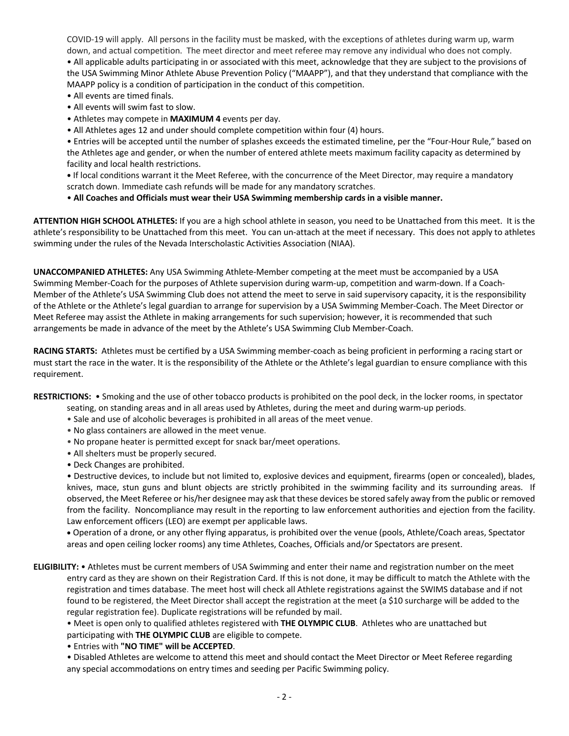COVID-19 will apply. All persons in the facility must be masked, with the exceptions of athletes during warm up, warm down, and actual competition. The meet director and meet referee may remove any individual who does not comply.

- All applicable adults participating in or associated with this meet, acknowledge that they are subject to the provisions of the USA Swimming Minor Athlete Abuse Prevention Policy ("MAAPP"), and that they understand that compliance with the MAAPP policy is a condition of participation in the conduct of this competition.
- All events are timed finals.
- All events will swim fast to slow.
- Athletes may compete in **MAXIMUM 4** events per day.
- All Athletes ages 12 and under should complete competition within four (4) hours.
- Entries will be accepted until the number of splashes exceeds the estimated timeline, per the "Four-Hour Rule," based on the Athletes age and gender, or when the number of entered athlete meets maximum facility capacity as determined by facility and local health restrictions.
- If local conditions warrant it the Meet Referee, with the concurrence of the Meet Director, may require a mandatory scratch down. Immediate cash refunds will be made for any mandatory scratches.
- **All Coaches and Officials must wear their USA Swimming membership cards in a visible manner.**

**ATTENTION HIGH SCHOOL ATHLETES:** If you are a high school athlete in season, you need to be Unattached from this meet. It is the athlete's responsibility to be Unattached from this meet. You can un-attach at the meet if necessary. This does not apply to athletes swimming under the rules of the Nevada Interscholastic Activities Association (NIAA).

**UNACCOMPANIED ATHLETES:** Any USA Swimming Athlete-Member competing at the meet must be accompanied by a USA Swimming Member-Coach for the purposes of Athlete supervision during warm-up, competition and warm-down. If a Coach-Member of the Athlete's USA Swimming Club does not attend the meet to serve in said supervisory capacity, it is the responsibility of the Athlete or the Athlete's legal guardian to arrange for supervision by a USA Swimming Member-Coach. The Meet Director or Meet Referee may assist the Athlete in making arrangements for such supervision; however, it is recommended that such arrangements be made in advance of the meet by the Athlete's USA Swimming Club Member-Coach.

**RACING STARTS:** Athletes must be certified by a USA Swimming member-coach as being proficient in performing a racing start or must start the race in the water. It is the responsibility of the Athlete or the Athlete's legal guardian to ensure compliance with this requirement.

**RESTRICTIONS:**

- Smoking and the use of other tobacco products is prohibited on the pool deck, in the locker rooms, in spectator seating, on standing areas and in all areas used by Athletes, during the meet and during warm-up periods.
- Sale and use of alcoholic beverages is prohibited in all areas of the meet venue.
- No glass containers are allowed in the meet venue.
- No propane heater is permitted except for snack bar/meet operations.
- All shelters must be properly secured.
- Deck Changes are prohibited.
- Destructive devices, to include but not limited to, explosive devices and equipment, firearms (open or concealed), blades, knives, mace, stun guns and blunt objects are strictly prohibited in the swimming facility and its surrounding areas. If observed, the Meet Referee or his/her designee may ask that these devices be stored safely away from the public or removed from the facility. Noncompliance may result in the reporting to law enforcement authorities and ejection from the facility. Law enforcement officers (LEO) are exempt per applicable laws.
- Operation of a drone, or any other flying apparatus, is prohibited over the venue (pools, Athlete/Coach areas, Spectator areas and open ceiling locker rooms) any time Athletes, Coaches, Officials and/or Spectators are present.

**ELIGIBILITY:**

- Athletes must be current members of USA Swimming and enter their name and registration number on the meet entry card as they are shown on their Registration Card. If this is not done, it may be difficult to match the Athlete with the registration and times database. The meet host will check all Athlete registrations against the SWIMS database and if not found to be registered, the Meet Director shall accept the registration at the meet (a $10 surcharge will be added to the regular registration fee). Duplicate registrations will be refunded by mail.
- Meet is open only to qualified athletes registered with **THE OLYMPIC CLUB**. Athletes who are unattached but participating with **THE OLYMPIC CLUB** are eligible to compete.
- Entries with **"NO TIME" will be ACCEPTED**.
- Disabled Athletes are welcome to attend this meet and should contact the Meet Director or Meet Referee regarding any special accommodations on entry times and seeding per Pacific Swimming policy.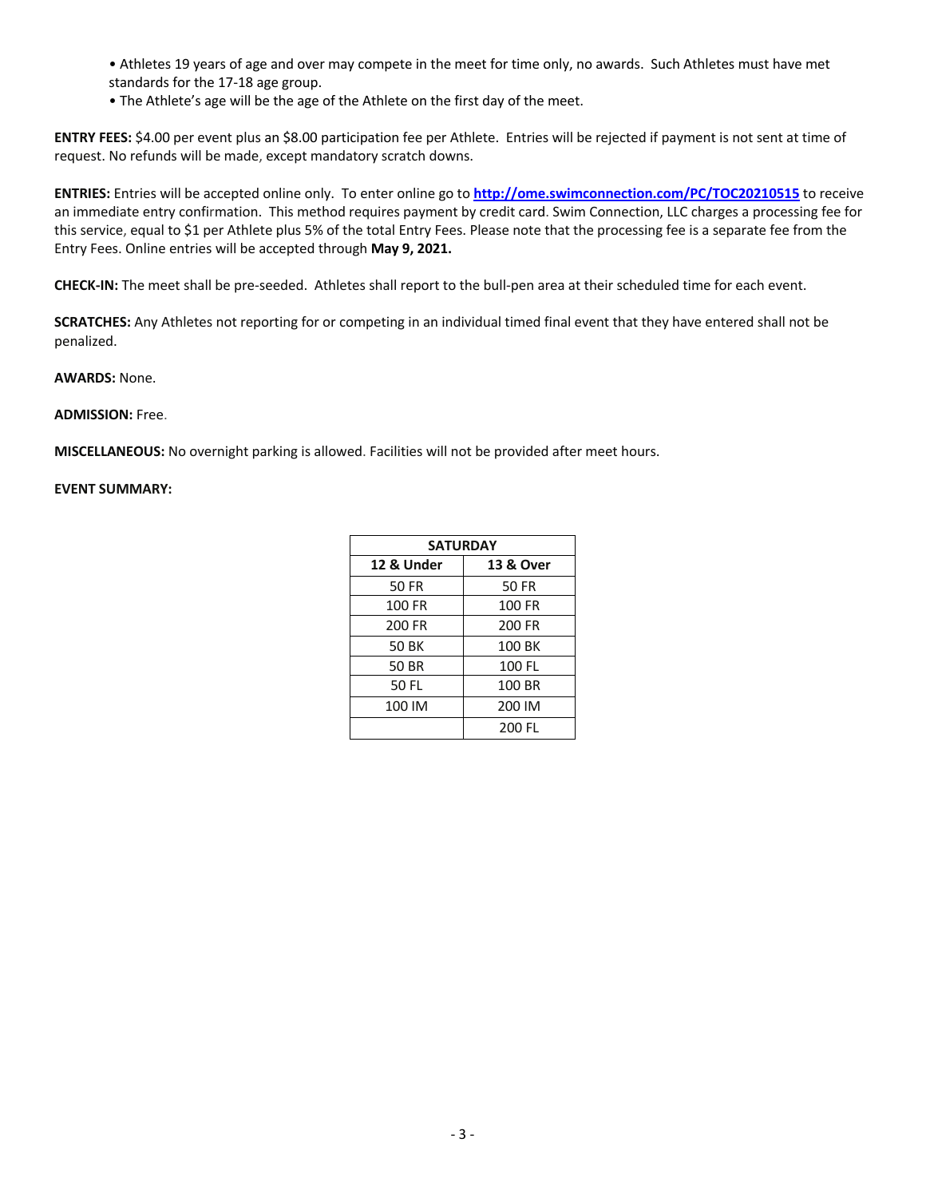- Athletes 19 years of age and over may compete in the meet for time only, no awards. Such Athletes must have met standards for the 17-18 age group.
- The Athlete's age will be the age of the Athlete on the first day of the meet.

**ENTRY FEES:** $4.00 per event plus an $8.00 participation fee per Athlete. Entries will be rejected if payment is not sent at time of request. No refunds will be made, except mandatory scratch downs.

**ENTRIES:** Entries will be accepted online only. To enter online go to **http://ome.swimconnection.com/PC/TOC20210515** to receive an immediate entry confirmation. This method requires payment by credit card. Swim Connection, LLC charges a processing fee for this service, equal to $1 per Athlete plus 5% of the total Entry Fees. Please note that the processing fee is a separate fee from the Entry Fees. Online entries will be accepted through **May 9, 2021.**

**CHECK-IN:** The meet shall be pre-seeded. Athletes shall report to the bull-pen area at their scheduled time for each event.

**SCRATCHES:** Any Athletes not reporting for or competing in an individual timed final event that they have entered shall not be penalized.

**AWARDS:** None.

**ADMISSION:** Free.

**MISCELLANEOUS:** No overnight parking is allowed. Facilities will not be provided after meet hours.

**EVENT SUMMARY:**

| SATURDAY | |
|---|---|
| **12 & Under** | **13 & Over** |
| 50 FR | 50 FR |
| 100 FR | 100 FR |
| 200 FR | 200 FR |
| 50 BK | 100 BK |
| 50 BR | 100 FL |
| 50 FL | 100 BR |
| 100 IM | 200 IM |
| | 200 FL |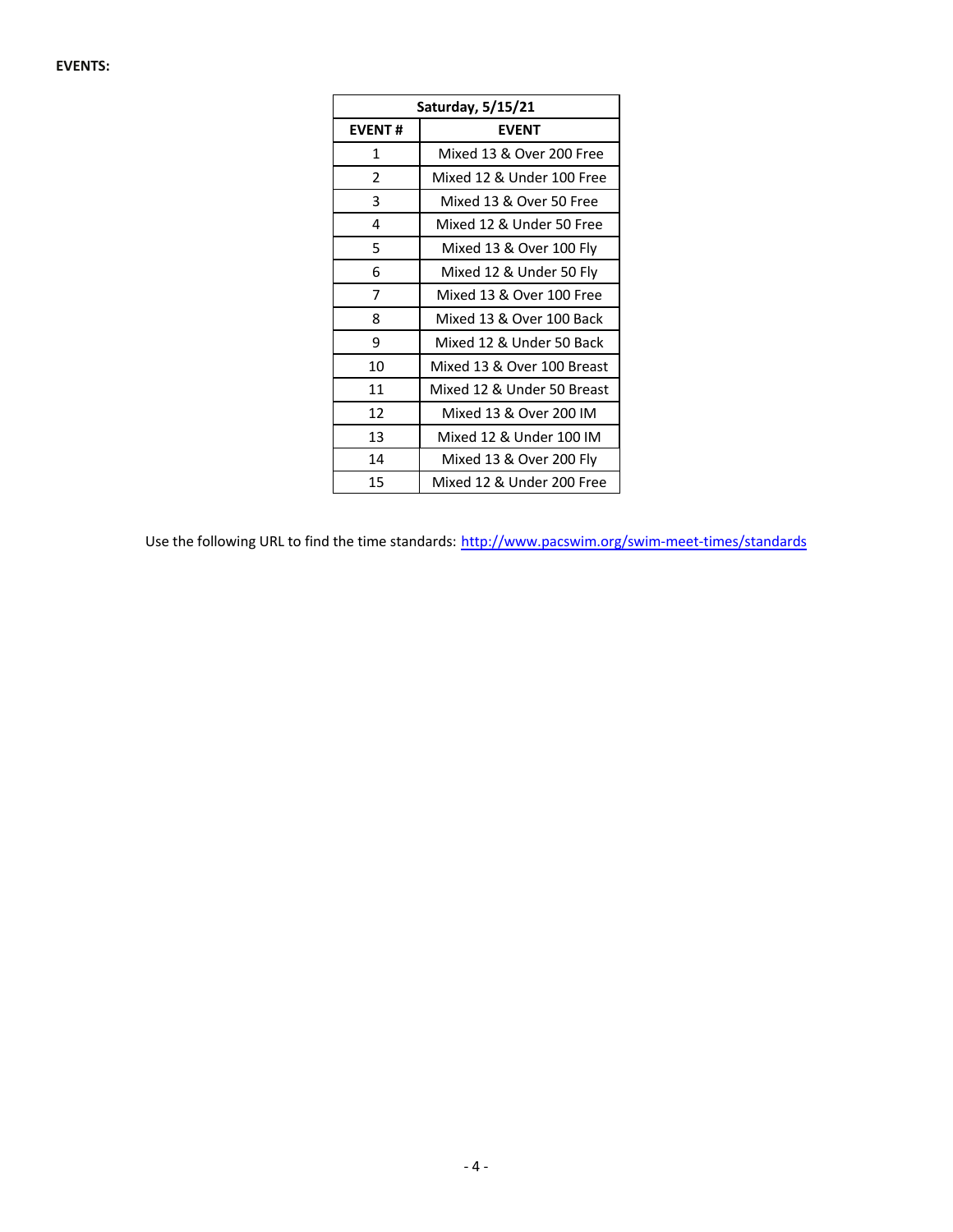**EVENTS:**

| Saturday, 5/15/21 | |
|---|---|
| **EVENT #** | **EVENT** |
| 1 | Mixed 13 & Over 200 Free |
| 2 | Mixed 12 & Under 100 Free |
| 3 | Mixed 13 & Over 50 Free |
| 4 | Mixed 12 & Under 50 Free |
| 5 | Mixed 13 & Over 100 Fly |
| 6 | Mixed 12 & Under 50 Fly |
| 7 | Mixed 13 & Over 100 Free |
| 8 | Mixed 13 & Over 100 Back |
| 9 | Mixed 12 & Under 50 Back |
| 10 | Mixed 13 & Over 100 Breast |
| 11 | Mixed 12 & Under 50 Breast |
| 12 | Mixed 13 & Over 200 IM |
| 13 | Mixed 12 & Under 100 IM |
| 14 | Mixed 13 & Over 200 Fly |
| 15 | Mixed 12 & Under 200 Free |

Use the following URL to find the time standards: http://www.pacswim.org/swim-meet-times/standards